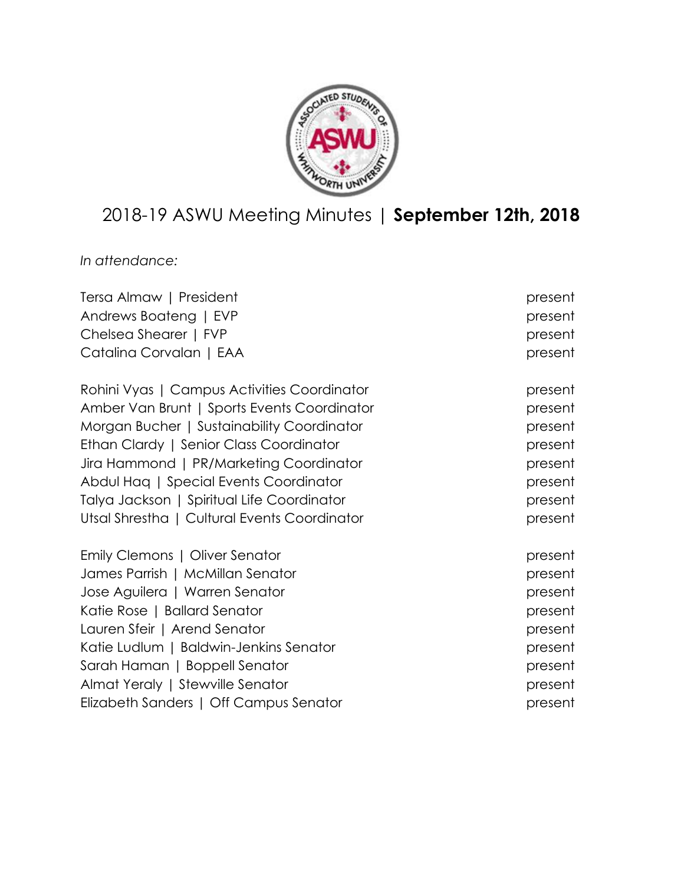# 2018-19 ASWU Meeting Minutes | **September 12th, 2018**

*In attendance:*

Tersa Almaw | President — present
Andrews Boateng | EVP — present
Chelsea Shearer | FVP — present
Catalina Corvalan | EAA — present

Rohini Vyas | Campus Activities Coordinator — present
Amber Van Brunt | Sports Events Coordinator — present
Morgan Bucher | Sustainability Coordinator — present
Ethan Clardy | Senior Class Coordinator — present
Jira Hammond | PR/Marketing Coordinator — present
Abdul Haq | Special Events Coordinator — present
Talya Jackson | Spiritual Life Coordinator — present
Utsal Shrestha | Cultural Events Coordinator — present

Emily Clemons | Oliver Senator — present
James Parrish | McMillan Senator — present
Jose Aguilera | Warren Senator — present
Katie Rose | Ballard Senator — present
Lauren Sfeir | Arend Senator — present
Katie Ludlum | Baldwin-Jenkins Senator — present
Sarah Haman | Boppell Senator — present
Almat Yeraly | Stewville Senator — present
Elizabeth Sanders | Off Campus Senator — present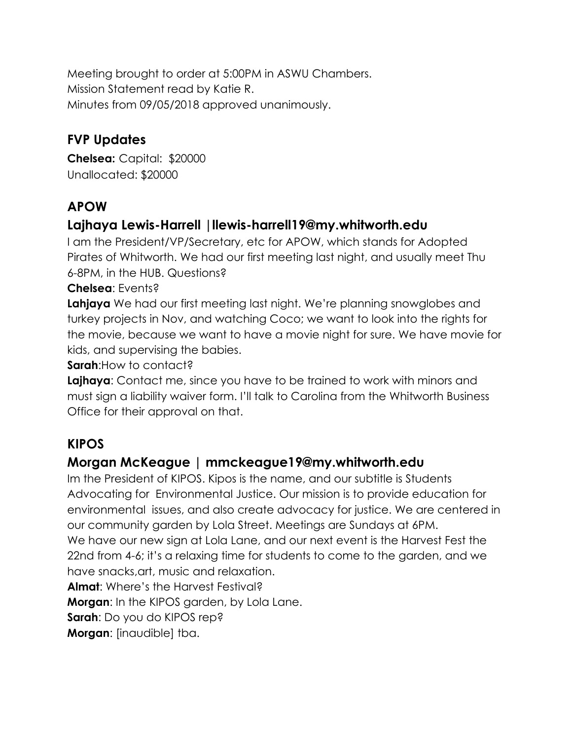Meeting brought to order at 5:00PM in ASWU Chambers.
Mission Statement read by Katie R.
Minutes from 09/05/2018 approved unanimously.

## FVP Updates

**Chelsea:** Capital: $20000
Unallocated: $20000

## APOW

### Lajhaya Lewis-Harrell |llewis-harrell19@my.whitworth.edu

I am the President/VP/Secretary, etc for APOW, which stands for Adopted Pirates of Whitworth. We had our first meeting last night, and usually meet Thu 6-8PM, in the HUB. Questions?

**Chelsea**: Events?

**Lahjaya** We had our first meeting last night. We're planning snowglobes and turkey projects in Nov, and watching Coco; we want to look into the rights for the movie, because we want to have a movie night for sure. We have movie for kids, and supervising the babies.

**Sarah**:How to contact?

**Lajhaya**: Contact me, since you have to be trained to work with minors and must sign a liability waiver form. I'll talk to Carolina from the Whitworth Business Office for their approval on that.

## KIPOS

### Morgan McKeague | mmckeague19@my.whitworth.edu

Im the President of KIPOS. Kipos is the name, and our subtitle is Students Advocating for Environmental Justice. Our mission is to provide education for environmental issues, and also create advocacy for justice. We are centered in our community garden by Lola Street. Meetings are Sundays at 6PM.
We have our new sign at Lola Lane, and our next event is the Harvest Fest the 22nd from 4-6; it's a relaxing time for students to come to the garden, and we have snacks,art, music and relaxation.

**Almat**: Where's the Harvest Festival?

**Morgan**: In the KIPOS garden, by Lola Lane.

**Sarah**: Do you do KIPOS rep?

**Morgan**: [inaudible] tba.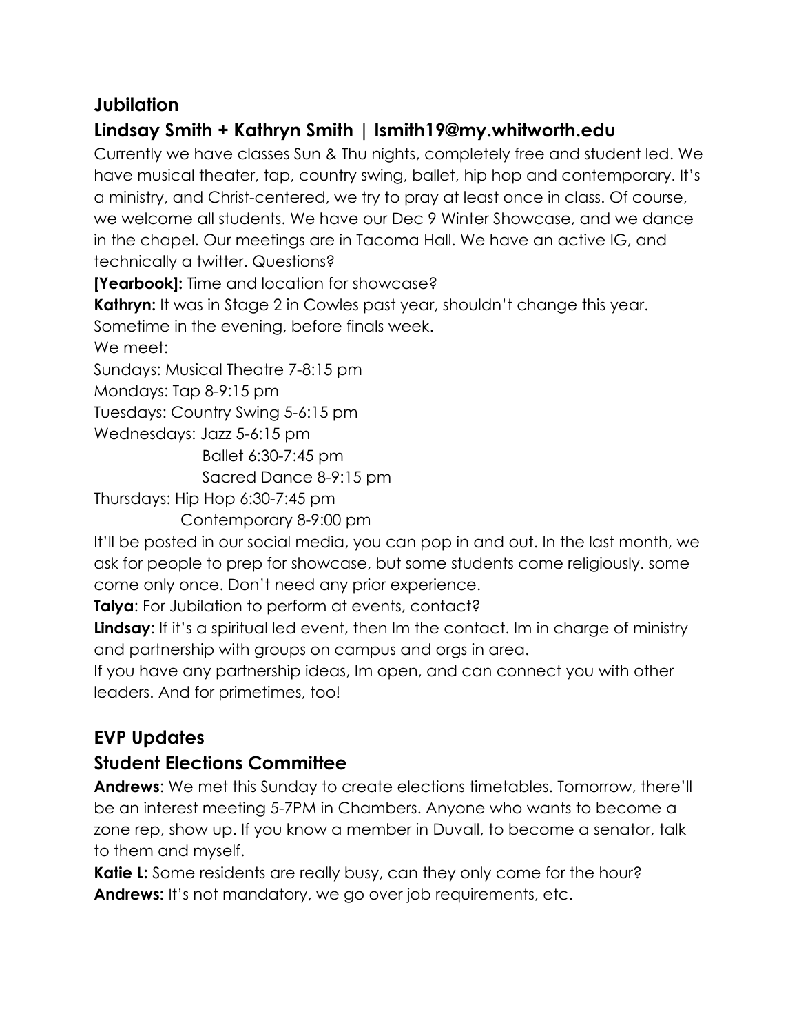## Jubilation

### Lindsay Smith + Kathryn Smith | lsmith19@my.whitworth.edu

Currently we have classes Sun & Thu nights, completely free and student led. We have musical theater, tap, country swing, ballet, hip hop and contemporary. It's a ministry, and Christ-centered, we try to pray at least once in class. Of course, we welcome all students. We have our Dec 9 Winter Showcase, and we dance in the chapel. Our meetings are in Tacoma Hall. We have an active IG, and technically a twitter. Questions?

**[Yearbook]:** Time and location for showcase?

**Kathryn:** It was in Stage 2 in Cowles past year, shouldn't change this year. Sometime in the evening, before finals week.

We meet:

Sundays: Musical Theatre 7-8:15 pm

Mondays: Tap 8-9:15 pm

Tuesdays: Country Swing 5-6:15 pm

Wednesdays: Jazz 5-6:15 pm

Ballet 6:30-7:45 pm

Sacred Dance 8-9:15 pm

Thursdays: Hip Hop 6:30-7:45 pm

Contemporary 8-9:00 pm

It'll be posted in our social media, you can pop in and out. In the last month, we ask for people to prep for showcase, but some students come religiously. some come only once. Don't need any prior experience.

**Talya**: For Jubilation to perform at events, contact?

**Lindsay**: If it's a spiritual led event, then Im the contact. Im in charge of ministry and partnership with groups on campus and orgs in area.

If you have any partnership ideas, Im open, and can connect you with other leaders. And for primetimes, too!

## EVP Updates

### Student Elections Committee

**Andrews**: We met this Sunday to create elections timetables. Tomorrow, there'll be an interest meeting 5-7PM in Chambers. Anyone who wants to become a zone rep, show up. If you know a member in Duvall, to become a senator, talk to them and myself.

**Katie L:** Some residents are really busy, can they only come for the hour?

**Andrews:** It's not mandatory, we go over job requirements, etc.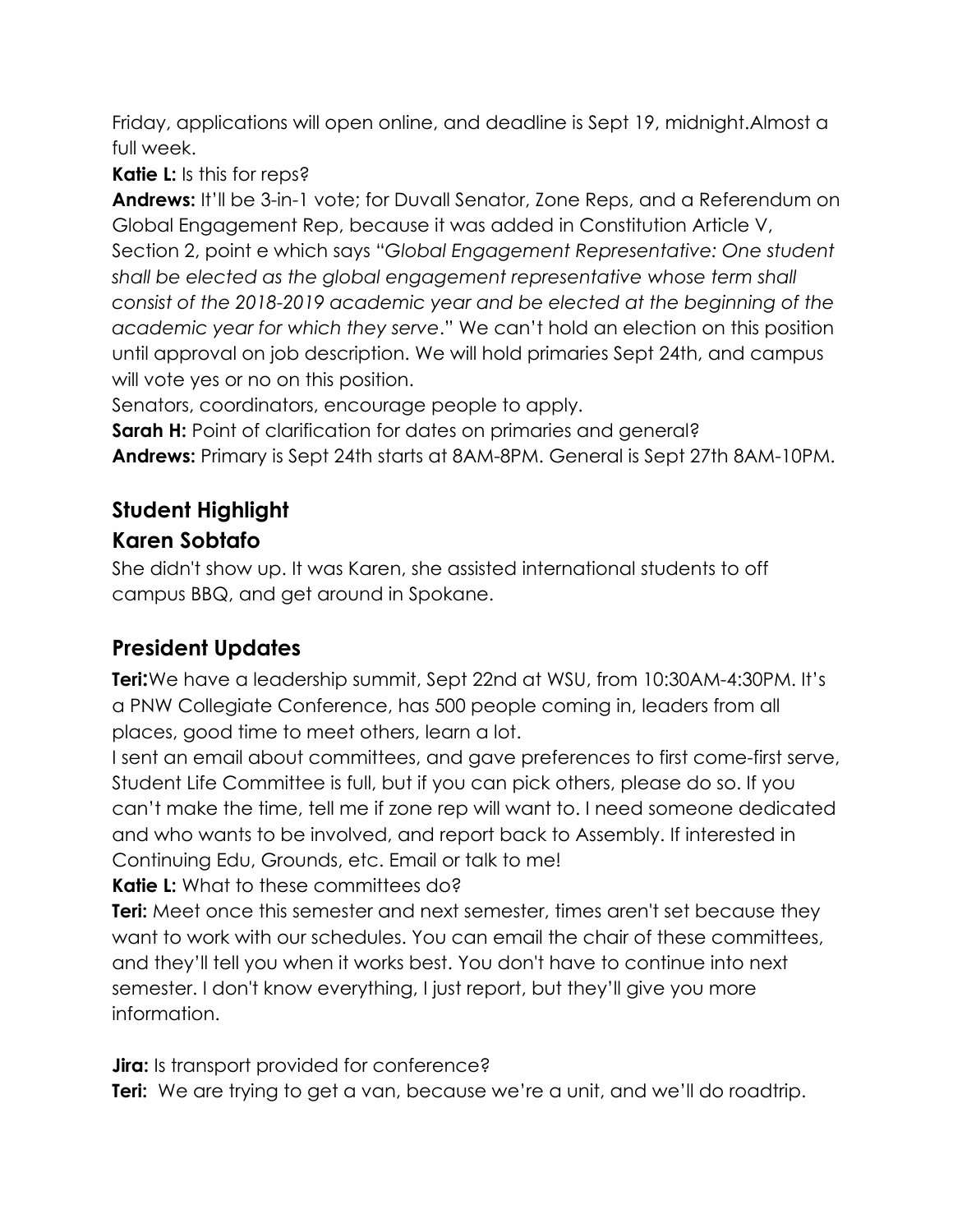Friday, applications will open online, and deadline is Sept 19, midnight.Almost a full week.

**Katie L:** Is this for reps?

**Andrews:** It'll be 3-in-1 vote; for Duvall Senator, Zone Reps, and a Referendum on Global Engagement Rep, because it was added in Constitution Article V, Section 2, point e which says "*Global Engagement Representative: One student shall be elected as the global engagement representative whose term shall consist of the 2018-2019 academic year and be elected at the beginning of the academic year for which they serve*." We can't hold an election on this position until approval on job description. We will hold primaries Sept 24th, and campus will vote yes or no on this position.

Senators, coordinators, encourage people to apply.

**Sarah H:** Point of clarification for dates on primaries and general?

**Andrews:** Primary is Sept 24th starts at 8AM-8PM. General is Sept 27th 8AM-10PM.

## Student Highlight

## Karen Sobtafo

She didn't show up. It was Karen, she assisted international students to off campus BBQ, and get around in Spokane.

## President Updates

**Teri:**We have a leadership summit, Sept 22nd at WSU, from 10:30AM-4:30PM. It's a PNW Collegiate Conference, has 500 people coming in, leaders from all places, good time to meet others, learn a lot.

I sent an email about committees, and gave preferences to first come-first serve, Student Life Committee is full, but if you can pick others, please do so. If you can't make the time, tell me if zone rep will want to. I need someone dedicated and who wants to be involved, and report back to Assembly. If interested in Continuing Edu, Grounds, etc. Email or talk to me!

**Katie L:** What to these committees do?

**Teri:** Meet once this semester and next semester, times aren't set because they want to work with our schedules. You can email the chair of these committees, and they'll tell you when it works best. You don't have to continue into next semester. I don't know everything, I just report, but they'll give you more information.

**Jira:** Is transport provided for conference?

**Teri:** We are trying to get a van, because we're a unit, and we'll do roadtrip.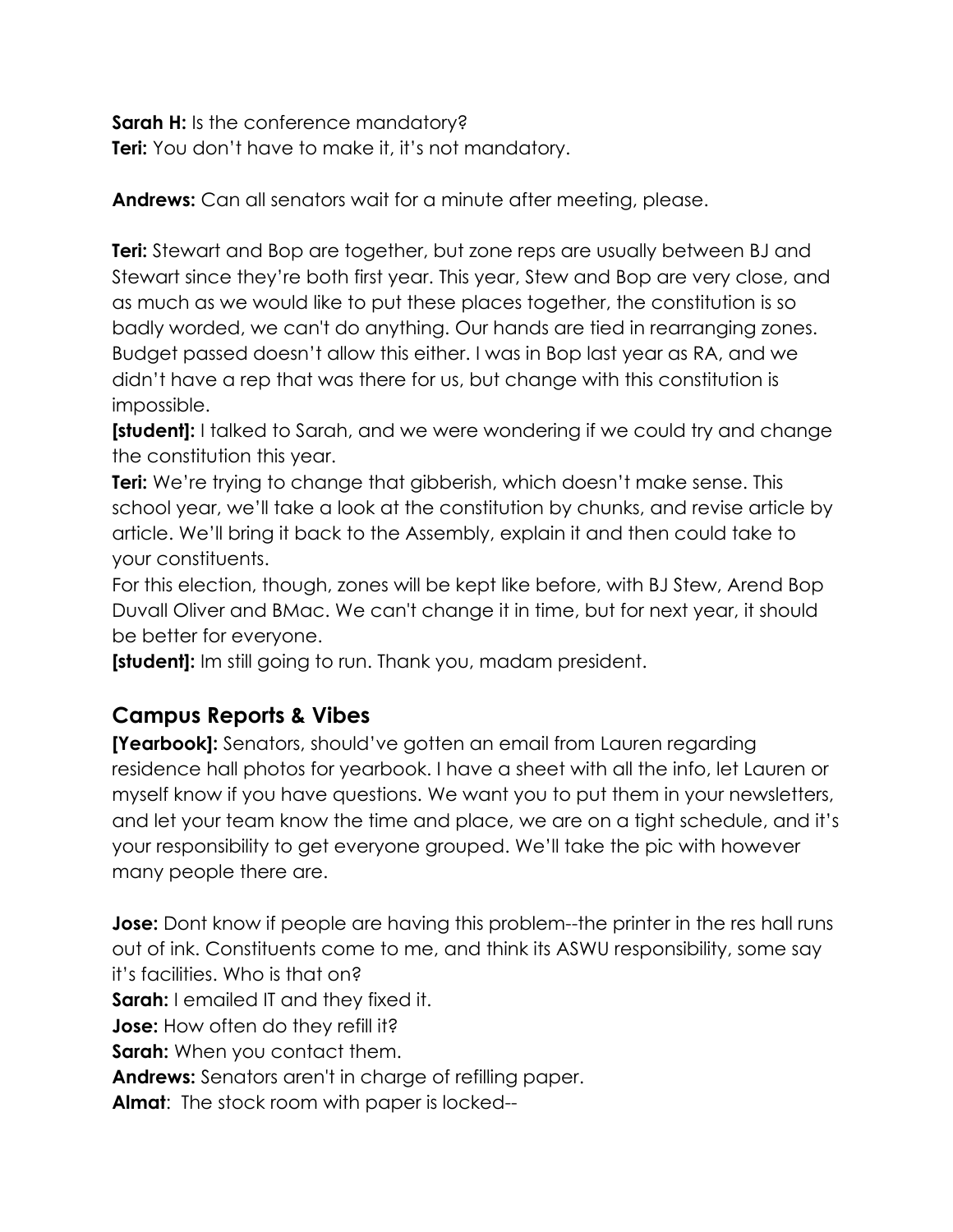**Sarah H:** Is the conference mandatory?
**Teri:** You don't have to make it, it's not mandatory.

**Andrews:** Can all senators wait for a minute after meeting, please.

**Teri:** Stewart and Bop are together, but zone reps are usually between BJ and Stewart since they're both first year. This year, Stew and Bop are very close, and as much as we would like to put these places together, the constitution is so badly worded, we can't do anything. Our hands are tied in rearranging zones. Budget passed doesn't allow this either. I was in Bop last year as RA, and we didn't have a rep that was there for us, but change with this constitution is impossible.
**[student]:** I talked to Sarah, and we were wondering if we could try and change the constitution this year.
**Teri:** We're trying to change that gibberish, which doesn't make sense. This school year, we'll take a look at the constitution by chunks, and revise article by article. We'll bring it back to the Assembly, explain it and then could take to your constituents.
For this election, though, zones will be kept like before, with BJ Stew, Arend Bop Duvall Oliver and BMac. We can't change it in time, but for next year, it should be better for everyone.
**[student]:** Im still going to run. Thank you, madam president.

## Campus Reports & Vibes

**[Yearbook]:** Senators, should've gotten an email from Lauren regarding residence hall photos for yearbook. I have a sheet with all the info, let Lauren or myself know if you have questions. We want you to put them in your newsletters, and let your team know the time and place, we are on a tight schedule, and it's your responsibility to get everyone grouped. We'll take the pic with however many people there are.

**Jose:** Dont know if people are having this problem--the printer in the res hall runs out of ink. Constituents come to me, and think its ASWU responsibility, some say it's facilities. Who is that on?
**Sarah:** I emailed IT and they fixed it.
**Jose:** How often do they refill it?
**Sarah:** When you contact them.
**Andrews:** Senators aren't in charge of refilling paper.
**Almat**: The stock room with paper is locked--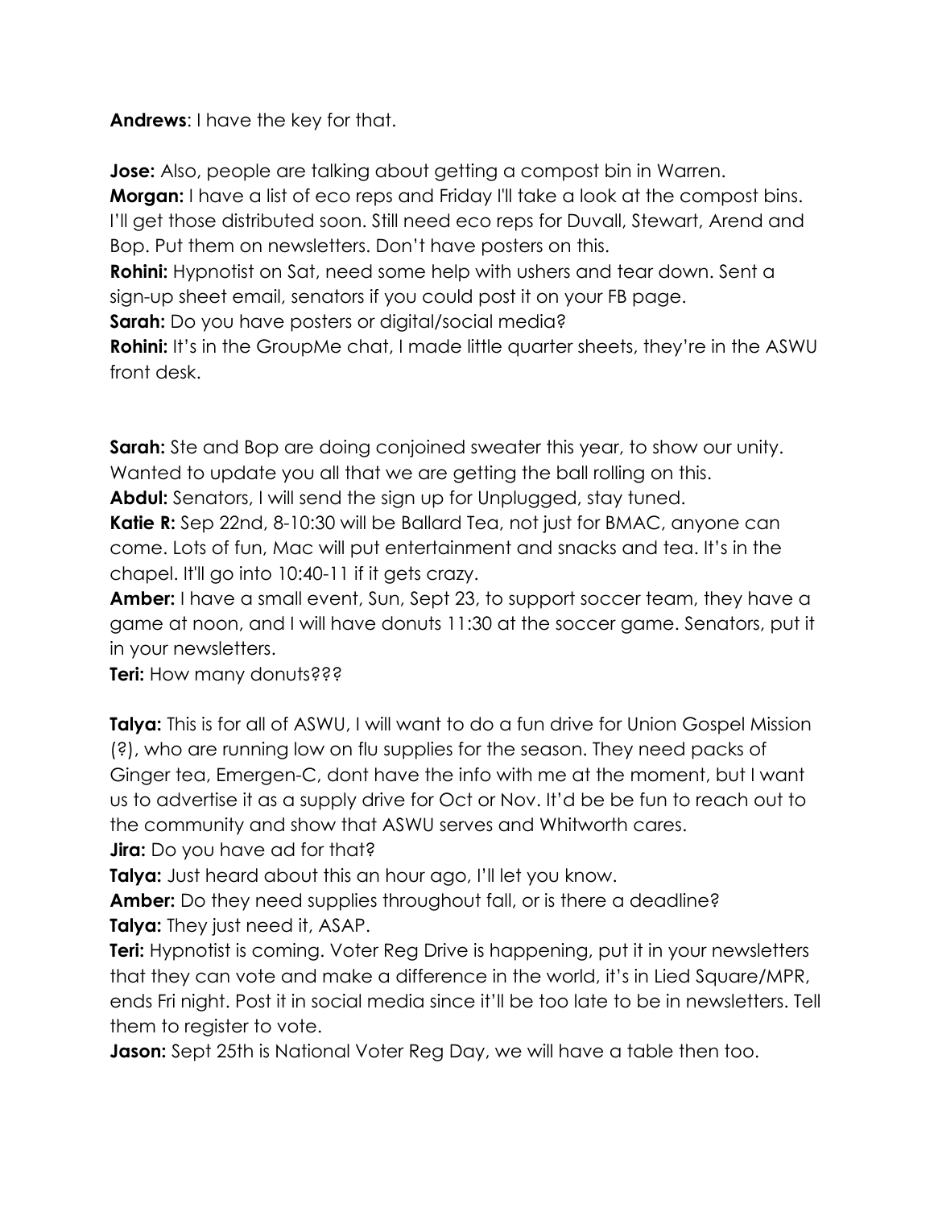**Andrews**: I have the key for that.

**Jose:** Also, people are talking about getting a compost bin in Warren.
**Morgan:** I have a list of eco reps and Friday I'll take a look at the compost bins. I'll get those distributed soon. Still need eco reps for Duvall, Stewart, Arend and Bop. Put them on newsletters. Don't have posters on this.
**Rohini:** Hypnotist on Sat, need some help with ushers and tear down. Sent a sign-up sheet email, senators if you could post it on your FB page.
**Sarah:** Do you have posters or digital/social media?
**Rohini:** It's in the GroupMe chat, I made little quarter sheets, they're in the ASWU front desk.

**Sarah:** Ste and Bop are doing conjoined sweater this year, to show our unity. Wanted to update you all that we are getting the ball rolling on this.
**Abdul:** Senators, I will send the sign up for Unplugged, stay tuned.
**Katie R:** Sep 22nd, 8-10:30 will be Ballard Tea, not just for BMAC, anyone can come. Lots of fun, Mac will put entertainment and snacks and tea. It's in the chapel. It'll go into 10:40-11 if it gets crazy.
**Amber:** I have a small event, Sun, Sept 23, to support soccer team, they have a game at noon, and I will have donuts 11:30 at the soccer game. Senators, put it in your newsletters.
**Teri:** How many donuts???

**Talya:** This is for all of ASWU, I will want to do a fun drive for Union Gospel Mission (?), who are running low on flu supplies for the season. They need packs of Ginger tea, Emergen-C, dont have the info with me at the moment, but I want us to advertise it as a supply drive for Oct or Nov. It'd be be fun to reach out to the community and show that ASWU serves and Whitworth cares.
**Jira:** Do you have ad for that?
**Talya:** Just heard about this an hour ago, I'll let you know.
**Amber:** Do they need supplies throughout fall, or is there a deadline?
**Talya:** They just need it, ASAP.
**Teri:** Hypnotist is coming. Voter Reg Drive is happening, put it in your newsletters that they can vote and make a difference in the world, it's in Lied Square/MPR, ends Fri night. Post it in social media since it'll be too late to be in newsletters. Tell them to register to vote.
**Jason:** Sept 25th is National Voter Reg Day, we will have a table then too.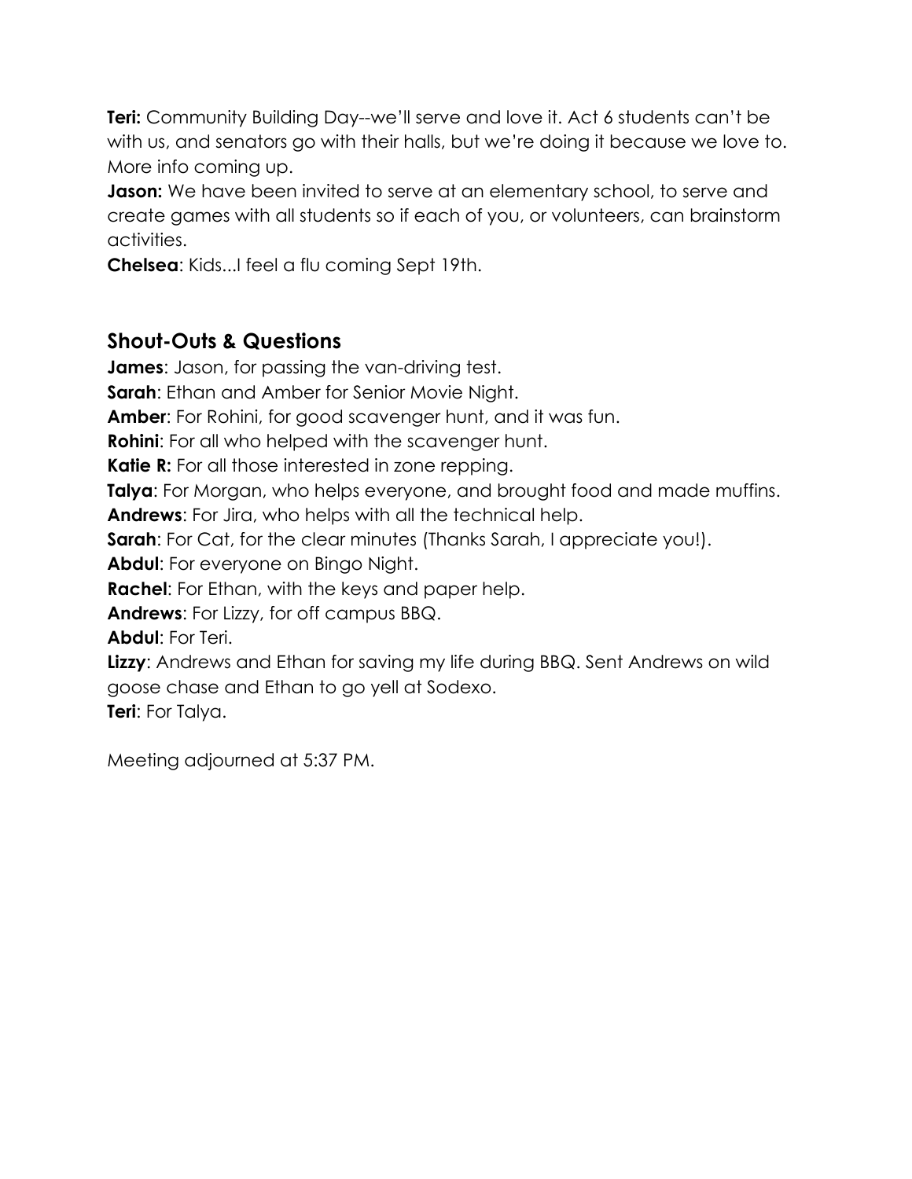**Teri:** Community Building Day--we'll serve and love it. Act 6 students can't be with us, and senators go with their halls, but we're doing it because we love to. More info coming up.

**Jason:** We have been invited to serve at an elementary school, to serve and create games with all students so if each of you, or volunteers, can brainstorm activities.

**Chelsea**: Kids...I feel a flu coming Sept 19th.

## Shout-Outs & Questions

**James**: Jason, for passing the van-driving test.

**Sarah**: Ethan and Amber for Senior Movie Night.

**Amber**: For Rohini, for good scavenger hunt, and it was fun.

**Rohini**: For all who helped with the scavenger hunt.

**Katie R:** For all those interested in zone repping.

**Talya**: For Morgan, who helps everyone, and brought food and made muffins.

**Andrews**: For Jira, who helps with all the technical help.

**Sarah**: For Cat, for the clear minutes (Thanks Sarah, I appreciate you!).

**Abdul**: For everyone on Bingo Night.

**Rachel**: For Ethan, with the keys and paper help.

**Andrews**: For Lizzy, for off campus BBQ.

**Abdul**: For Teri.

**Lizzy**: Andrews and Ethan for saving my life during BBQ. Sent Andrews on wild goose chase and Ethan to go yell at Sodexo.

**Teri**: For Talya.

Meeting adjourned at 5:37 PM.